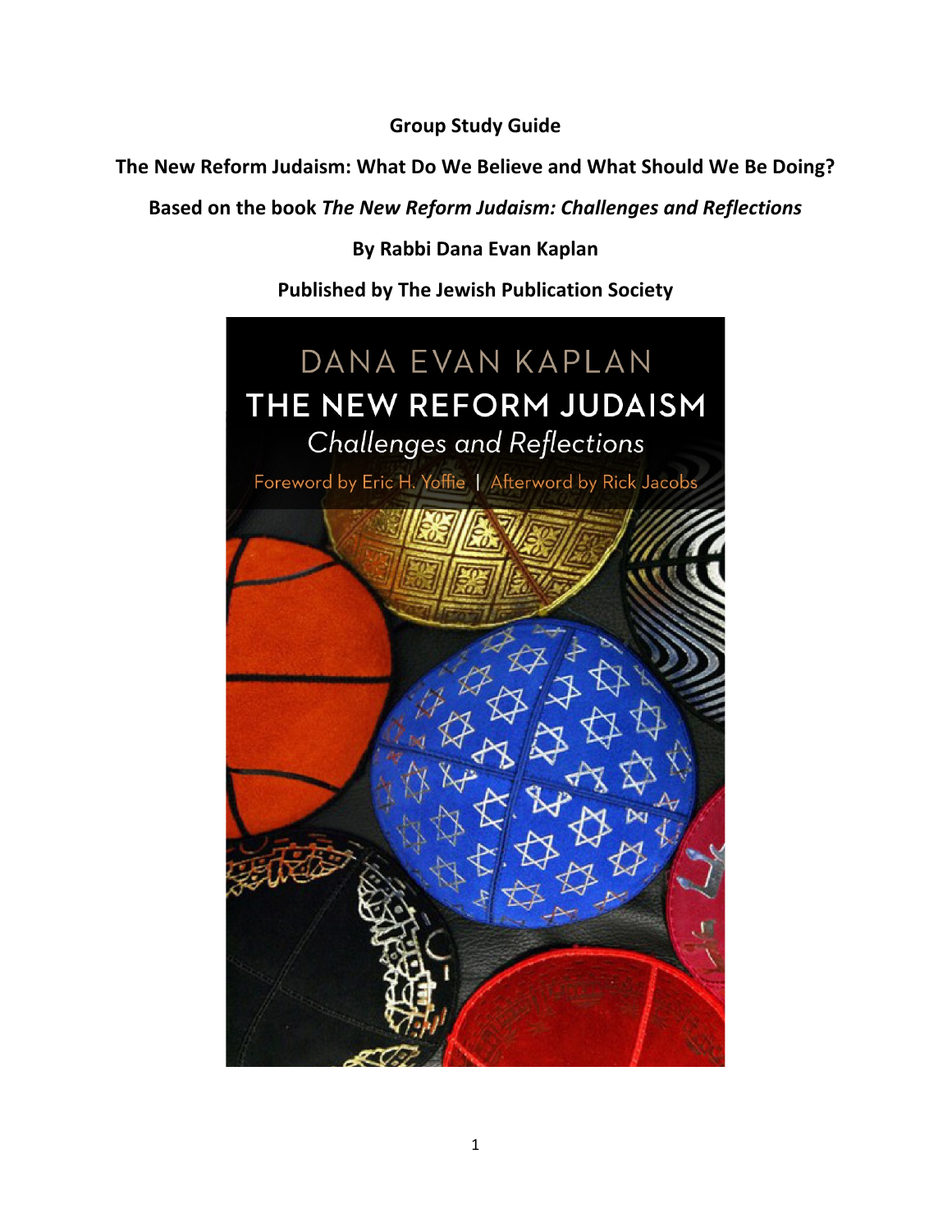**Group Study Guide**

**The New Reform Judaism: What Do We Believe and What Should We Be Doing?**

**Based on the book *The New Reform Judaism: Challenges and Reflections***

**By Rabbi Dana Evan Kaplan**

**Published by The Jewish Publication Society**

DANA EVAN KAPLAN

THE NEW REFORM JUDAISM

*Challenges and Reflections*

Foreword by Eric H. Yoffie | Afterword by Rick Jacobs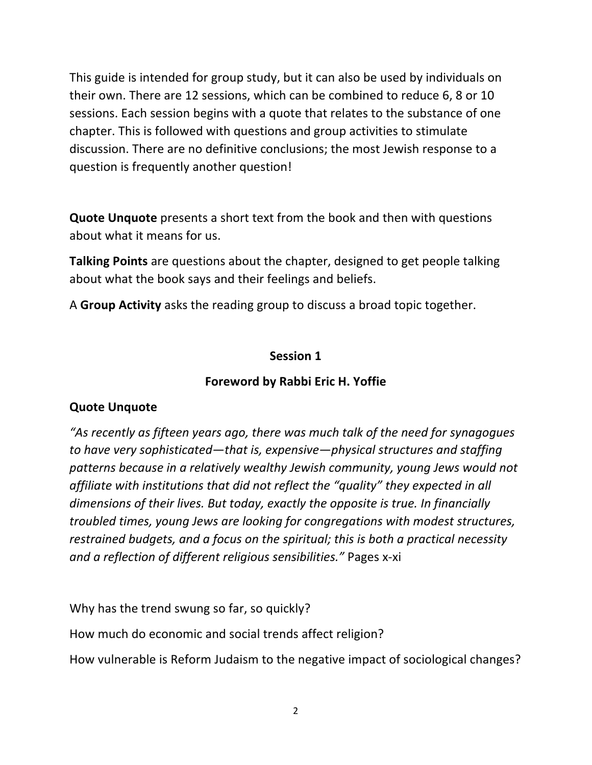This guide is intended for group study, but it can also be used by individuals on their own. There are 12 sessions, which can be combined to reduce 6, 8 or 10 sessions. Each session begins with a quote that relates to the substance of one chapter. This is followed with questions and group activities to stimulate discussion. There are no definitive conclusions; the most Jewish response to a question is frequently another question!

**Quote Unquote** presents a short text from the book and then with questions about what it means for us.

**Talking Points** are questions about the chapter, designed to get people talking about what the book says and their feelings and beliefs.

A **Group Activity** asks the reading group to discuss a broad topic together.

## Session 1

## Foreword by Rabbi Eric H. Yoffie

### Quote Unquote

*"As recently as fifteen years ago, there was much talk of the need for synagogues to have very sophisticated—that is, expensive—physical structures and staffing patterns because in a relatively wealthy Jewish community, young Jews would not affiliate with institutions that did not reflect the "quality" they expected in all dimensions of their lives. But today, exactly the opposite is true. In financially troubled times, young Jews are looking for congregations with modest structures, restrained budgets, and a focus on the spiritual; this is both a practical necessity and a reflection of different religious sensibilities."* Pages x-xi

Why has the trend swung so far, so quickly?

How much do economic and social trends affect religion?

How vulnerable is Reform Judaism to the negative impact of sociological changes?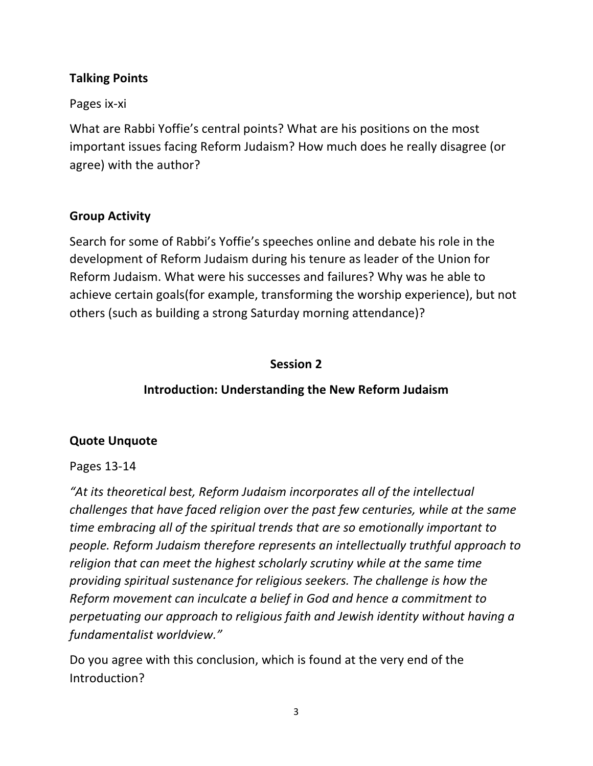**Talking Points**

Pages ix-xi

What are Rabbi Yoffie's central points? What are his positions on the most important issues facing Reform Judaism? How much does he really disagree (or agree) with the author?

**Group Activity**

Search for some of Rabbi's Yoffie's speeches online and debate his role in the development of Reform Judaism during his tenure as leader of the Union for Reform Judaism. What were his successes and failures? Why was he able to achieve certain goals(for example, transforming the worship experience), but not others (such as building a strong Saturday morning attendance)?

## Session 2

## Introduction: Understanding the New Reform Judaism

**Quote Unquote**

Pages 13-14

*"At its theoretical best, Reform Judaism incorporates all of the intellectual challenges that have faced religion over the past few centuries, while at the same time embracing all of the spiritual trends that are so emotionally important to people. Reform Judaism therefore represents an intellectually truthful approach to religion that can meet the highest scholarly scrutiny while at the same time providing spiritual sustenance for religious seekers. The challenge is how the Reform movement can inculcate a belief in God and hence a commitment to perpetuating our approach to religious faith and Jewish identity without having a fundamentalist worldview."*

Do you agree with this conclusion, which is found at the very end of the Introduction?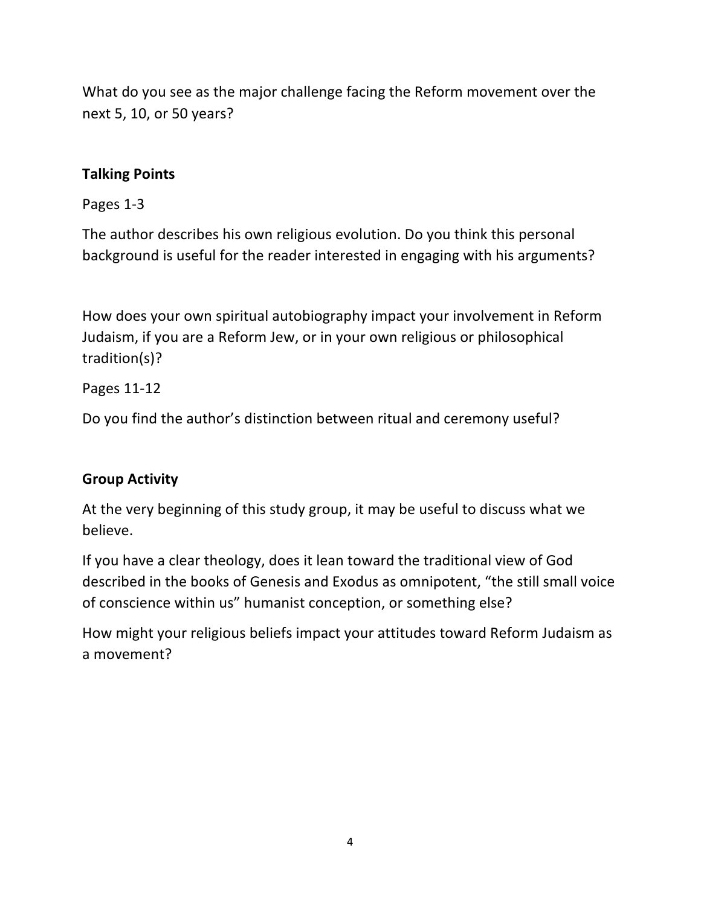What do you see as the major challenge facing the Reform movement over the next 5, 10, or 50 years?

## Talking Points

Pages 1-3

The author describes his own religious evolution. Do you think this personal background is useful for the reader interested in engaging with his arguments?

How does your own spiritual autobiography impact your involvement in Reform Judaism, if you are a Reform Jew, or in your own religious or philosophical tradition(s)?

Pages 11-12

Do you find the author's distinction between ritual and ceremony useful?

## Group Activity

At the very beginning of this study group, it may be useful to discuss what we believe.

If you have a clear theology, does it lean toward the traditional view of God described in the books of Genesis and Exodus as omnipotent, "the still small voice of conscience within us" humanist conception, or something else?

How might your religious beliefs impact your attitudes toward Reform Judaism as a movement?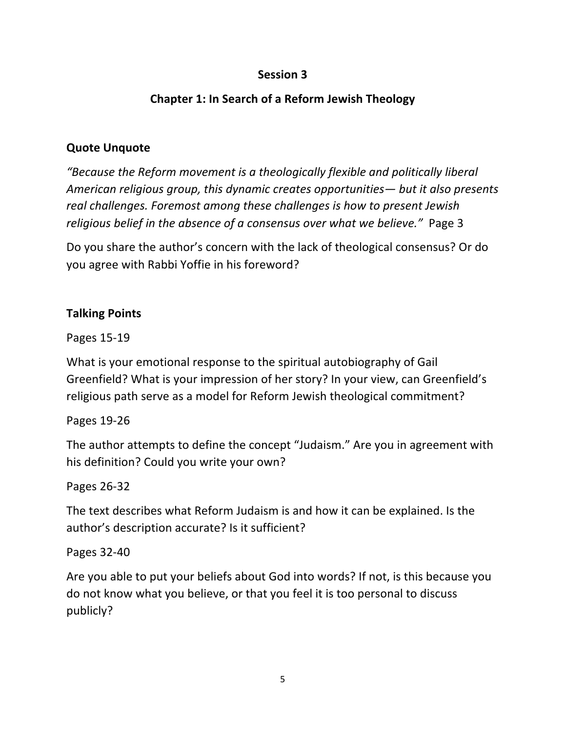## Session 3

## Chapter 1: In Search of a Reform Jewish Theology

### Quote Unquote

*"Because the Reform movement is a theologically flexible and politically liberal American religious group, this dynamic creates opportunities— but it also presents real challenges. Foremost among these challenges is how to present Jewish religious belief in the absence of a consensus over what we believe."* Page 3

Do you share the author's concern with the lack of theological consensus? Or do you agree with Rabbi Yoffie in his foreword?

### Talking Points

Pages 15-19

What is your emotional response to the spiritual autobiography of Gail Greenfield? What is your impression of her story? In your view, can Greenfield's religious path serve as a model for Reform Jewish theological commitment?

Pages 19-26

The author attempts to define the concept "Judaism." Are you in agreement with his definition? Could you write your own?

Pages 26-32

The text describes what Reform Judaism is and how it can be explained. Is the author's description accurate? Is it sufficient?

Pages 32-40

Are you able to put your beliefs about God into words? If not, is this because you do not know what you believe, or that you feel it is too personal to discuss publicly?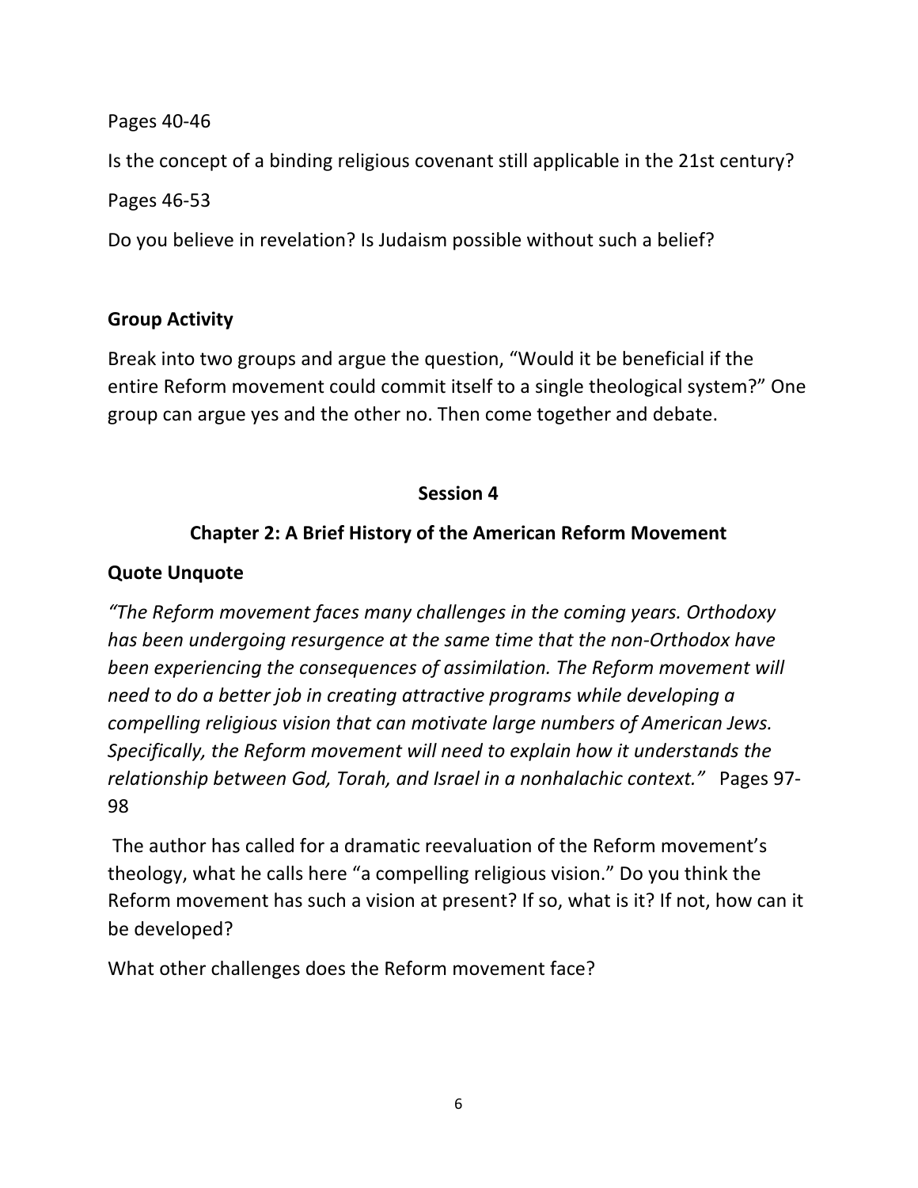Pages 40-46

Is the concept of a binding religious covenant still applicable in the 21st century?

Pages 46-53

Do you believe in revelation? Is Judaism possible without such a belief?

**Group Activity**

Break into two groups and argue the question, “Would it be beneficial if the entire Reform movement could commit itself to a single theological system?” One group can argue yes and the other no. Then come together and debate.

## Session 4

## Chapter 2: A Brief History of the American Reform Movement

**Quote Unquote**

*“The Reform movement faces many challenges in the coming years. Orthodoxy has been undergoing resurgence at the same time that the non-Orthodox have been experiencing the consequences of assimilation. The Reform movement will need to do a better job in creating attractive programs while developing a compelling religious vision that can motivate large numbers of American Jews. Specifically, the Reform movement will need to explain how it understands the relationship between God, Torah, and Israel in a nonhalachic context.”* Pages 97-98

The author has called for a dramatic reevaluation of the Reform movement’s theology, what he calls here “a compelling religious vision.” Do you think the Reform movement has such a vision at present? If so, what is it? If not, how can it be developed?

What other challenges does the Reform movement face?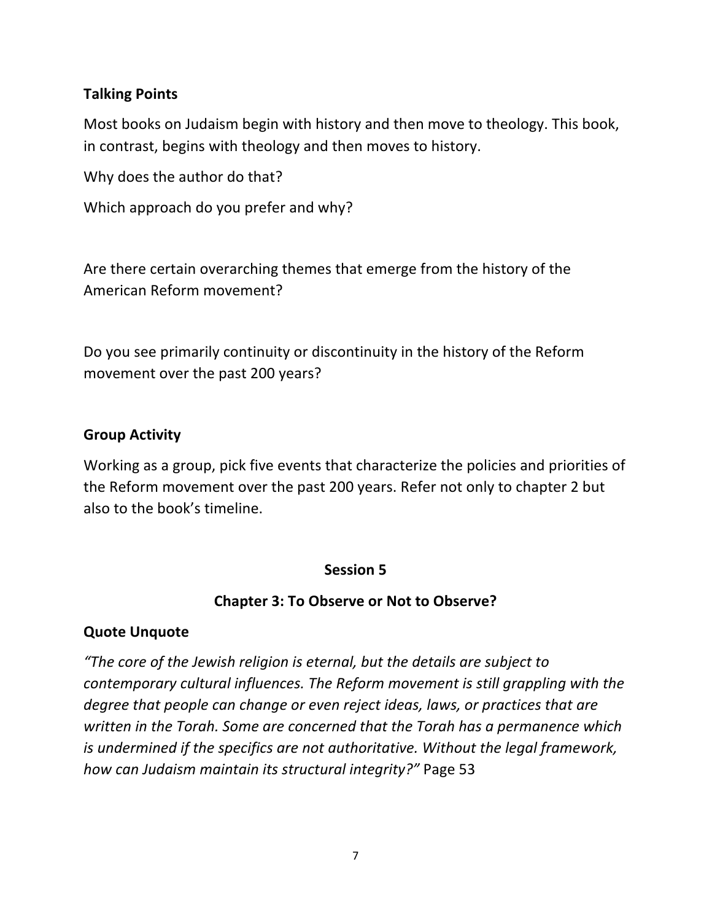**Talking Points**

Most books on Judaism begin with history and then move to theology. This book, in contrast, begins with theology and then moves to history.

Why does the author do that?

Which approach do you prefer and why?

Are there certain overarching themes that emerge from the history of the American Reform movement?

Do you see primarily continuity or discontinuity in the history of the Reform movement over the past 200 years?

**Group Activity**

Working as a group, pick five events that characterize the policies and priorities of the Reform movement over the past 200 years. Refer not only to chapter 2 but also to the book's timeline.

## Session 5

## Chapter 3: To Observe or Not to Observe?

**Quote Unquote**

*"The core of the Jewish religion is eternal, but the details are subject to contemporary cultural influences. The Reform movement is still grappling with the degree that people can change or even reject ideas, laws, or practices that are written in the Torah. Some are concerned that the Torah has a permanence which is undermined if the specifics are not authoritative. Without the legal framework, how can Judaism maintain its structural integrity?"* Page 53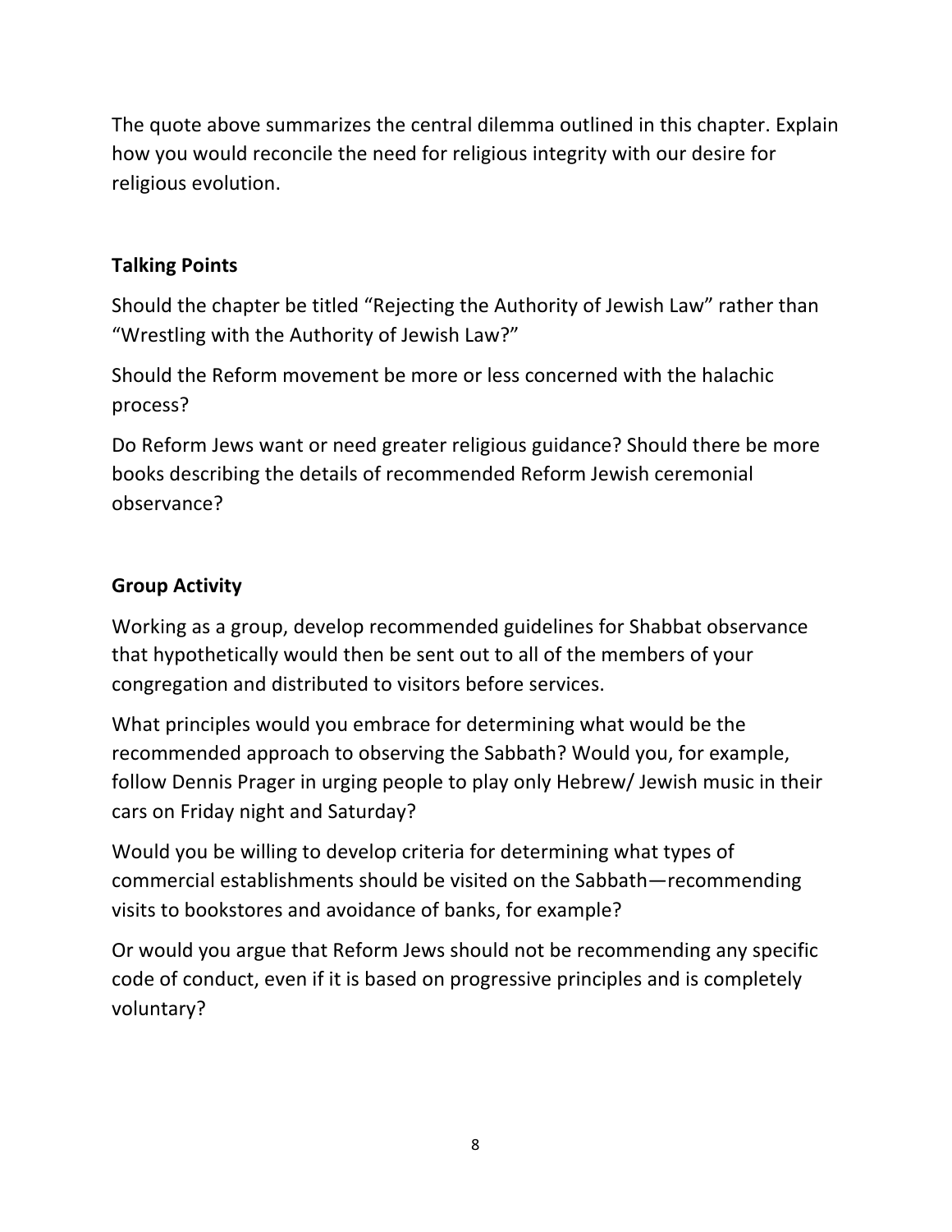The quote above summarizes the central dilemma outlined in this chapter. Explain how you would reconcile the need for religious integrity with our desire for religious evolution.

**Talking Points**

Should the chapter be titled "Rejecting the Authority of Jewish Law" rather than "Wrestling with the Authority of Jewish Law?"

Should the Reform movement be more or less concerned with the halachic process?

Do Reform Jews want or need greater religious guidance? Should there be more books describing the details of recommended Reform Jewish ceremonial observance?

**Group Activity**

Working as a group, develop recommended guidelines for Shabbat observance that hypothetically would then be sent out to all of the members of your congregation and distributed to visitors before services.

What principles would you embrace for determining what would be the recommended approach to observing the Sabbath? Would you, for example, follow Dennis Prager in urging people to play only Hebrew/ Jewish music in their cars on Friday night and Saturday?

Would you be willing to develop criteria for determining what types of commercial establishments should be visited on the Sabbath—recommending visits to bookstores and avoidance of banks, for example?

Or would you argue that Reform Jews should not be recommending any specific code of conduct, even if it is based on progressive principles and is completely voluntary?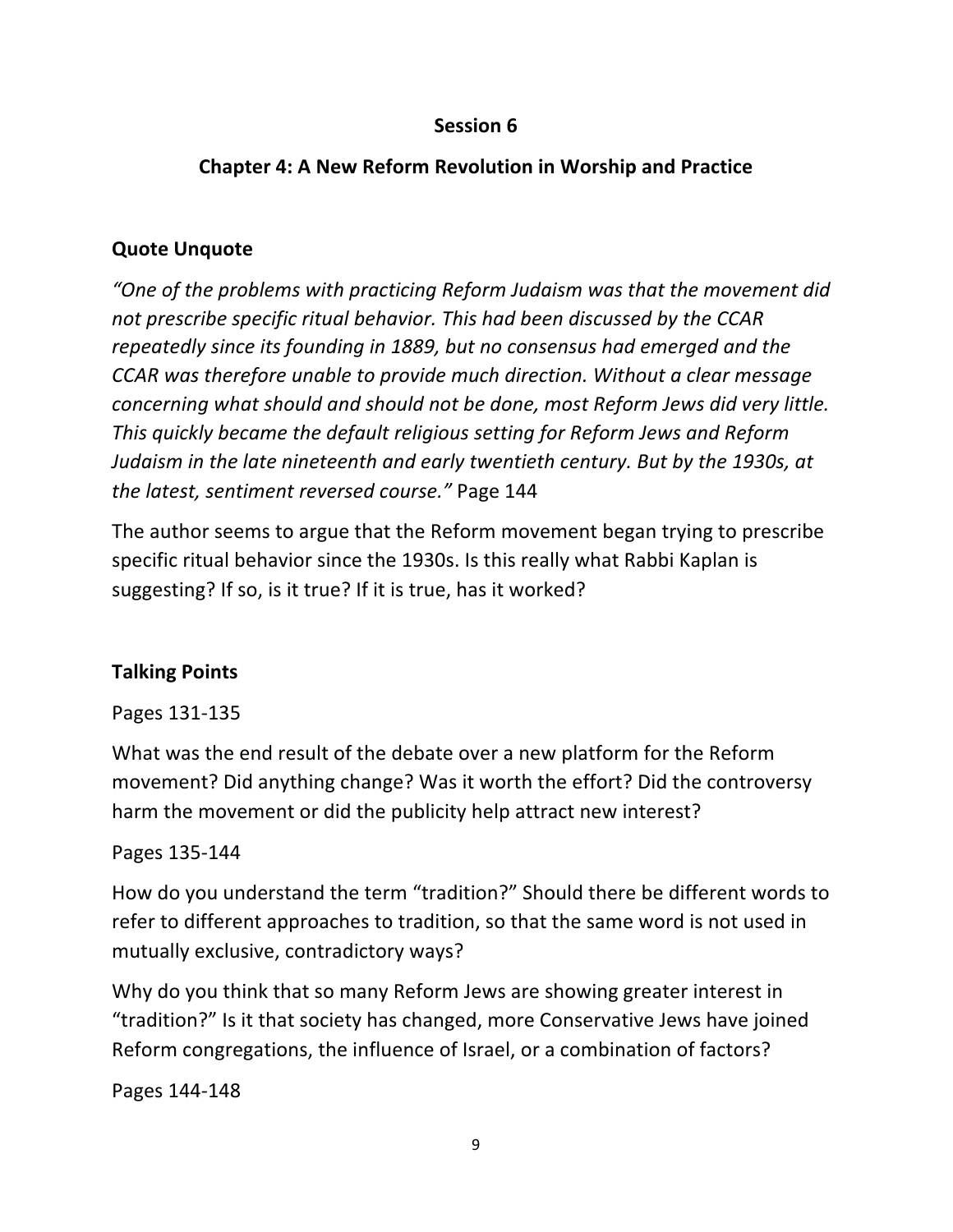## Session 6

## Chapter 4: A New Reform Revolution in Worship and Practice

### Quote Unquote

*"One of the problems with practicing Reform Judaism was that the movement did not prescribe specific ritual behavior. This had been discussed by the CCAR repeatedly since its founding in 1889, but no consensus had emerged and the CCAR was therefore unable to provide much direction. Without a clear message concerning what should and should not be done, most Reform Jews did very little. This quickly became the default religious setting for Reform Jews and Reform Judaism in the late nineteenth and early twentieth century. But by the 1930s, at the latest, sentiment reversed course."* Page 144

The author seems to argue that the Reform movement began trying to prescribe specific ritual behavior since the 1930s. Is this really what Rabbi Kaplan is suggesting? If so, is it true? If it is true, has it worked?

### Talking Points

Pages 131-135

What was the end result of the debate over a new platform for the Reform movement? Did anything change? Was it worth the effort? Did the controversy harm the movement or did the publicity help attract new interest?

Pages 135-144

How do you understand the term "tradition?" Should there be different words to refer to different approaches to tradition, so that the same word is not used in mutually exclusive, contradictory ways?

Why do you think that so many Reform Jews are showing greater interest in "tradition?" Is it that society has changed, more Conservative Jews have joined Reform congregations, the influence of Israel, or a combination of factors?

Pages 144-148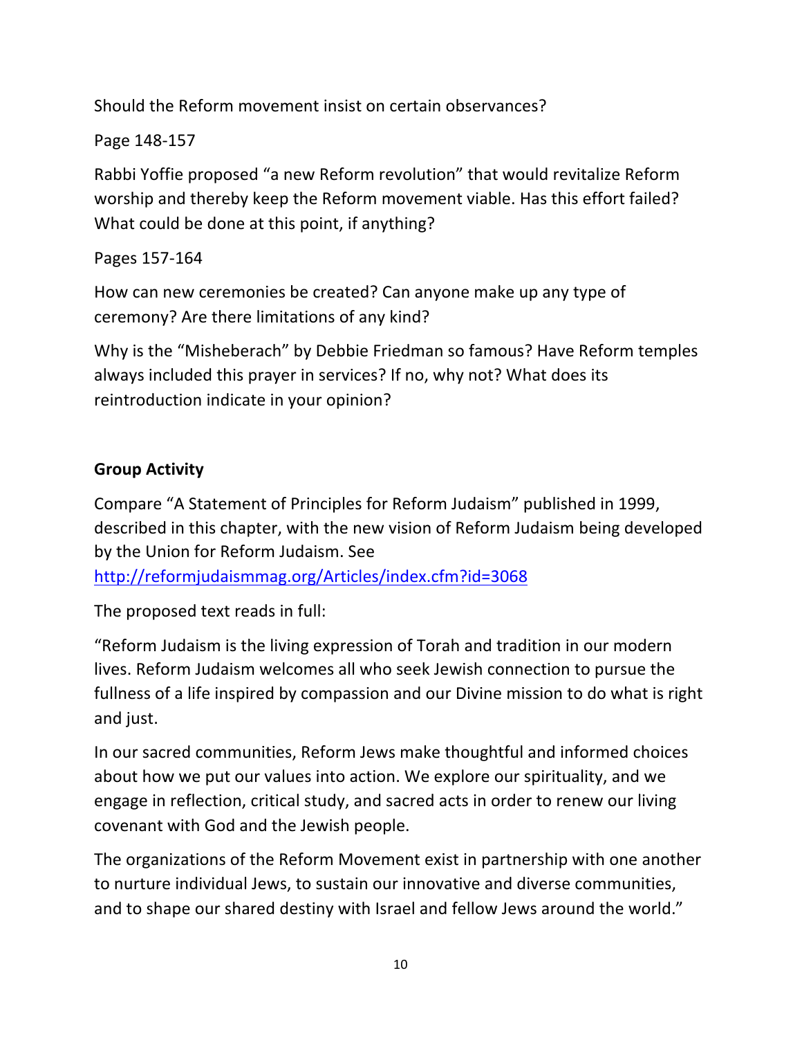Should the Reform movement insist on certain observances?

Page 148-157

Rabbi Yoffie proposed "a new Reform revolution" that would revitalize Reform worship and thereby keep the Reform movement viable. Has this effort failed? What could be done at this point, if anything?

Pages 157-164

How can new ceremonies be created? Can anyone make up any type of ceremony? Are there limitations of any kind?

Why is the "Misheberach" by Debbie Friedman so famous? Have Reform temples always included this prayer in services? If no, why not? What does its reintroduction indicate in your opinion?

**Group Activity**

Compare "A Statement of Principles for Reform Judaism" published in 1999, described in this chapter, with the new vision of Reform Judaism being developed by the Union for Reform Judaism. See http://reformjudaismmag.org/Articles/index.cfm?id=3068

The proposed text reads in full:

"Reform Judaism is the living expression of Torah and tradition in our modern lives. Reform Judaism welcomes all who seek Jewish connection to pursue the fullness of a life inspired by compassion and our Divine mission to do what is right and just.

In our sacred communities, Reform Jews make thoughtful and informed choices about how we put our values into action. We explore our spirituality, and we engage in reflection, critical study, and sacred acts in order to renew our living covenant with God and the Jewish people.

The organizations of the Reform Movement exist in partnership with one another to nurture individual Jews, to sustain our innovative and diverse communities, and to shape our shared destiny with Israel and fellow Jews around the world."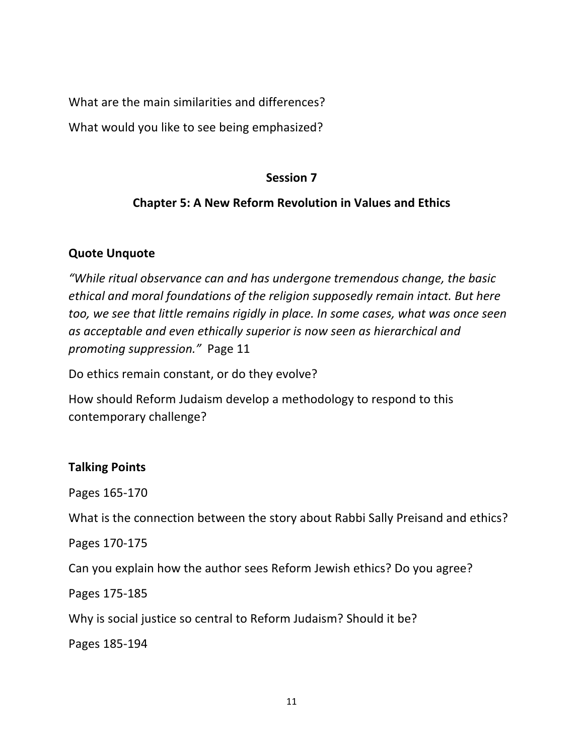What are the main similarities and differences?

What would you like to see being emphasized?

**Session 7**

**Chapter 5: A New Reform Revolution in Values and Ethics**

**Quote Unquote**

*"While ritual observance can and has undergone tremendous change, the basic ethical and moral foundations of the religion supposedly remain intact. But here too, we see that little remains rigidly in place. In some cases, what was once seen as acceptable and even ethically superior is now seen as hierarchical and promoting suppression."* Page 11

Do ethics remain constant, or do they evolve?

How should Reform Judaism develop a methodology to respond to this contemporary challenge?

**Talking Points**

Pages 165-170

What is the connection between the story about Rabbi Sally Preisand and ethics?

Pages 170-175

Can you explain how the author sees Reform Jewish ethics? Do you agree?

Pages 175-185

Why is social justice so central to Reform Judaism? Should it be?

Pages 185-194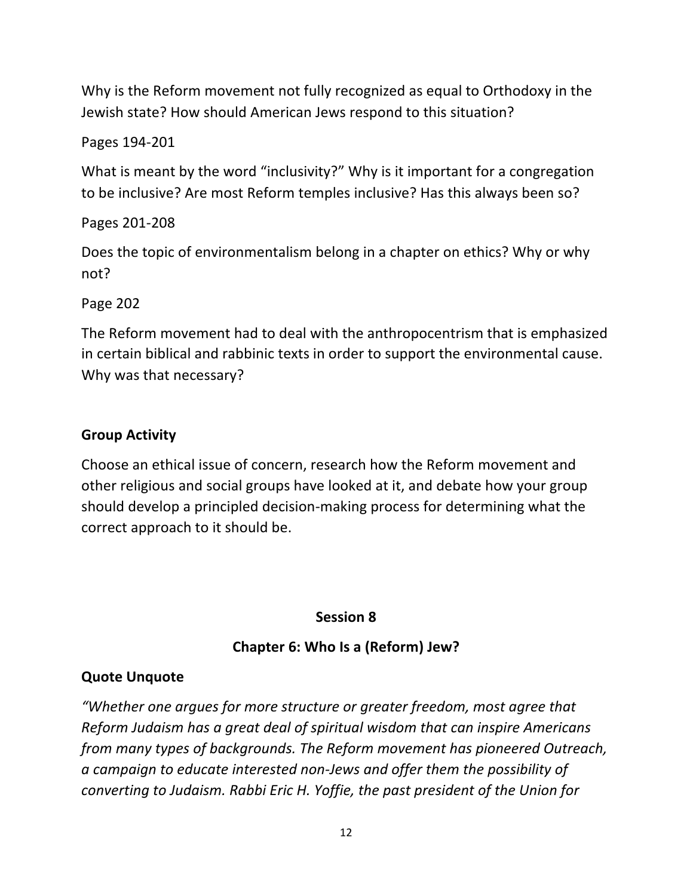Why is the Reform movement not fully recognized as equal to Orthodoxy in the Jewish state? How should American Jews respond to this situation?

Pages 194-201

What is meant by the word "inclusivity?" Why is it important for a congregation to be inclusive? Are most Reform temples inclusive? Has this always been so?

Pages 201-208

Does the topic of environmentalism belong in a chapter on ethics? Why or why not?

Page 202

The Reform movement had to deal with the anthropocentrism that is emphasized in certain biblical and rabbinic texts in order to support the environmental cause. Why was that necessary?

**Group Activity**

Choose an ethical issue of concern, research how the Reform movement and other religious and social groups have looked at it, and debate how your group should develop a principled decision-making process for determining what the correct approach to it should be.

## Session 8

## Chapter 6: Who Is a (Reform) Jew?

**Quote Unquote**

*"Whether one argues for more structure or greater freedom, most agree that Reform Judaism has a great deal of spiritual wisdom that can inspire Americans from many types of backgrounds. The Reform movement has pioneered Outreach, a campaign to educate interested non-Jews and offer them the possibility of converting to Judaism. Rabbi Eric H. Yoffie, the past president of the Union for*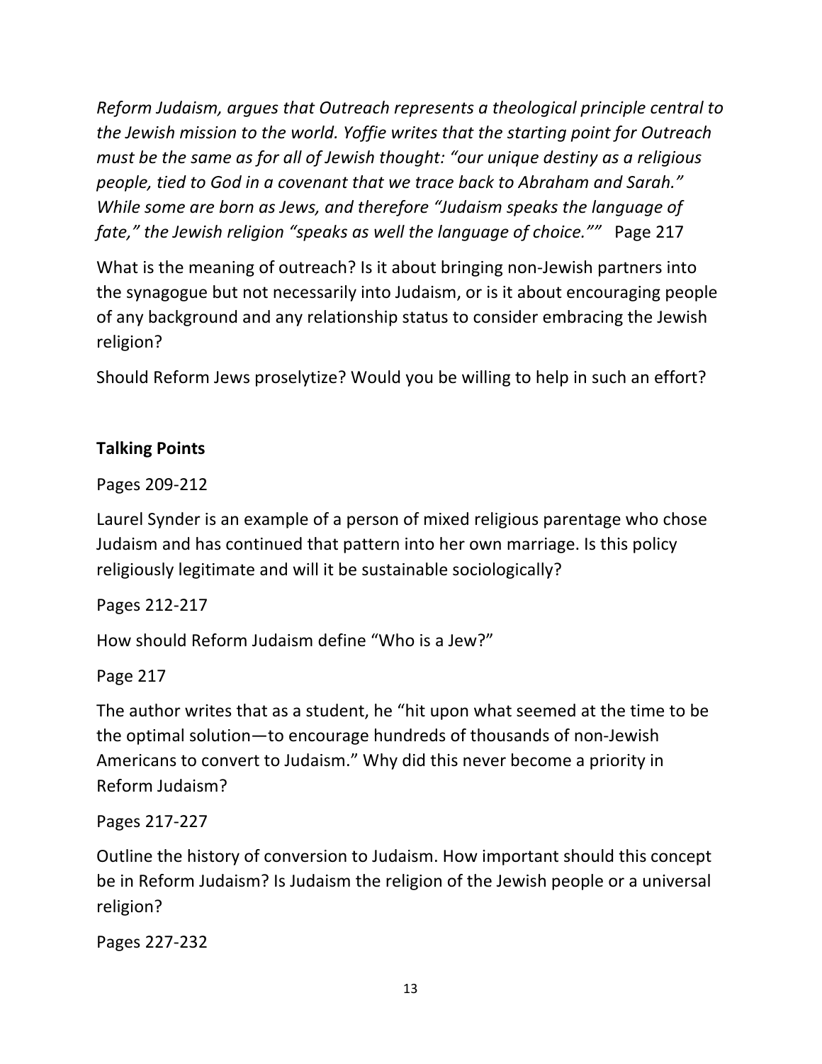*Reform Judaism, argues that Outreach represents a theological principle central to the Jewish mission to the world. Yoffie writes that the starting point for Outreach must be the same as for all of Jewish thought: "our unique destiny as a religious people, tied to God in a covenant that we trace back to Abraham and Sarah." While some are born as Jews, and therefore "Judaism speaks the language of fate," the Jewish religion "speaks as well the language of choice.""* Page 217

What is the meaning of outreach? Is it about bringing non-Jewish partners into the synagogue but not necessarily into Judaism, or is it about encouraging people of any background and any relationship status to consider embracing the Jewish religion?

Should Reform Jews proselytize? Would you be willing to help in such an effort?

**Talking Points**

Pages 209-212

Laurel Synder is an example of a person of mixed religious parentage who chose Judaism and has continued that pattern into her own marriage. Is this policy religiously legitimate and will it be sustainable sociologically?

Pages 212-217

How should Reform Judaism define "Who is a Jew?"

Page 217

The author writes that as a student, he "hit upon what seemed at the time to be the optimal solution—to encourage hundreds of thousands of non-Jewish Americans to convert to Judaism." Why did this never become a priority in Reform Judaism?

Pages 217-227

Outline the history of conversion to Judaism. How important should this concept be in Reform Judaism? Is Judaism the religion of the Jewish people or a universal religion?

Pages 227-232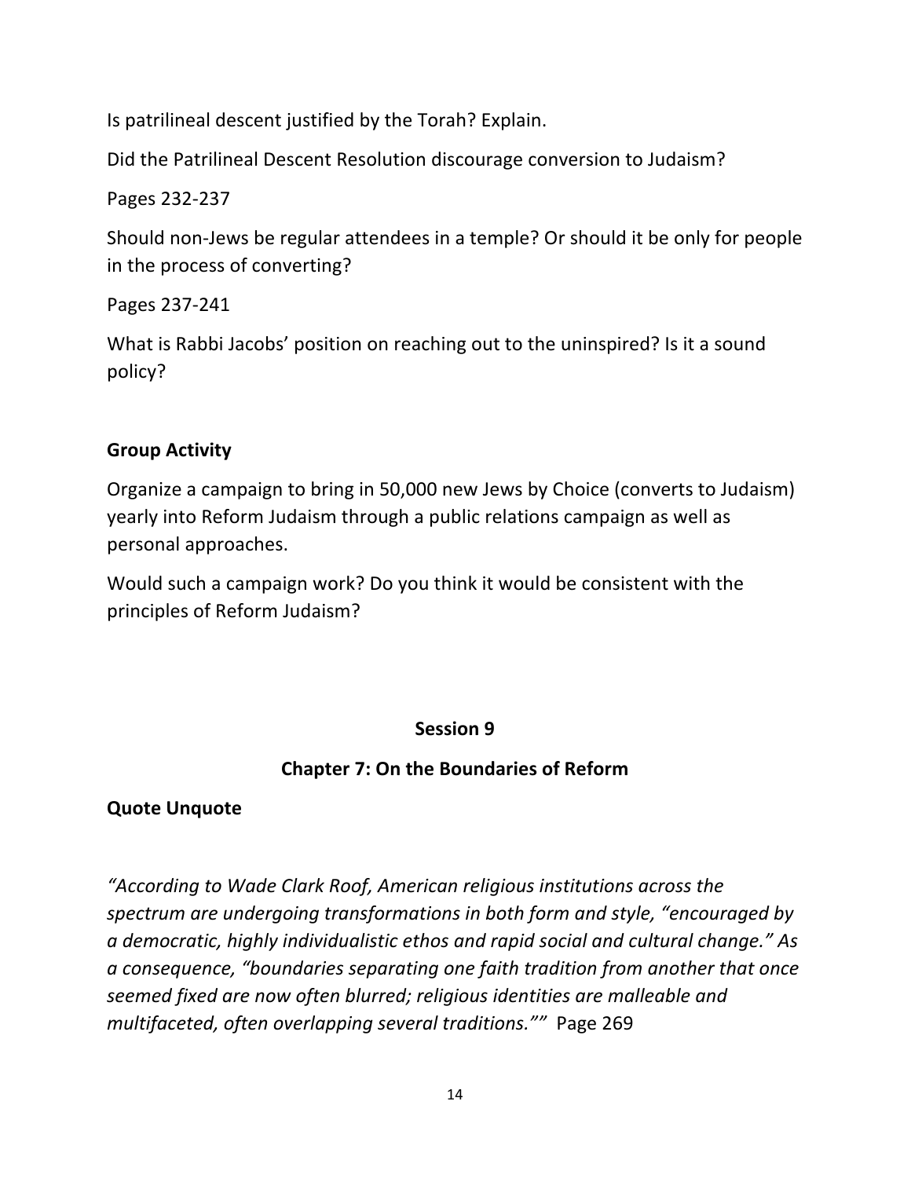Is patrilineal descent justified by the Torah? Explain.

Did the Patrilineal Descent Resolution discourage conversion to Judaism?

Pages 232-237

Should non-Jews be regular attendees in a temple? Or should it be only for people in the process of converting?

Pages 237-241

What is Rabbi Jacobs' position on reaching out to the uninspired? Is it a sound policy?

**Group Activity**

Organize a campaign to bring in 50,000 new Jews by Choice (converts to Judaism) yearly into Reform Judaism through a public relations campaign as well as personal approaches.

Would such a campaign work? Do you think it would be consistent with the principles of Reform Judaism?

## Session 9

## Chapter 7: On the Boundaries of Reform

**Quote Unquote**

*"According to Wade Clark Roof, American religious institutions across the spectrum are undergoing transformations in both form and style, "encouraged by a democratic, highly individualistic ethos and rapid social and cultural change." As a consequence, "boundaries separating one faith tradition from another that once seemed fixed are now often blurred; religious identities are malleable and multifaceted, often overlapping several traditions.""* Page 269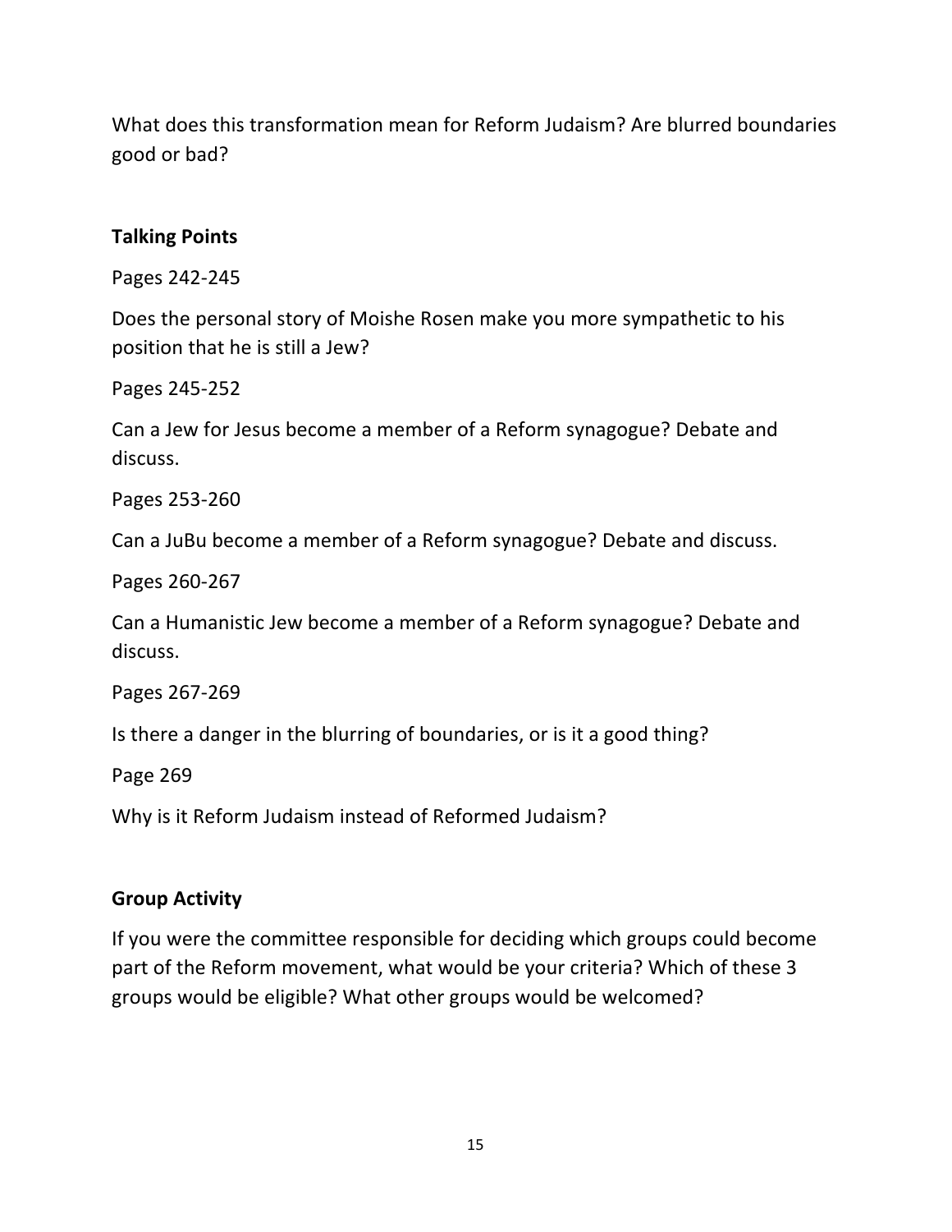What does this transformation mean for Reform Judaism? Are blurred boundaries good or bad?

**Talking Points**

Pages 242-245

Does the personal story of Moishe Rosen make you more sympathetic to his position that he is still a Jew?

Pages 245-252

Can a Jew for Jesus become a member of a Reform synagogue? Debate and discuss.

Pages 253-260

Can a JuBu become a member of a Reform synagogue? Debate and discuss.

Pages 260-267

Can a Humanistic Jew become a member of a Reform synagogue? Debate and discuss.

Pages 267-269

Is there a danger in the blurring of boundaries, or is it a good thing?

Page 269

Why is it Reform Judaism instead of Reformed Judaism?

**Group Activity**

If you were the committee responsible for deciding which groups could become part of the Reform movement, what would be your criteria? Which of these 3 groups would be eligible? What other groups would be welcomed?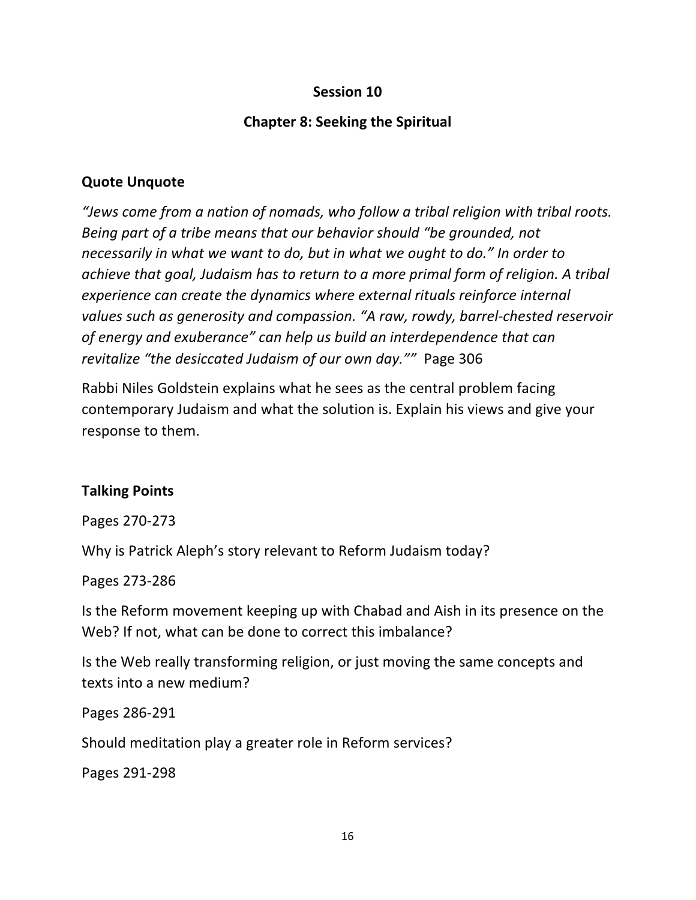## Session 10

## Chapter 8: Seeking the Spiritual

### Quote Unquote

*"Jews come from a nation of nomads, who follow a tribal religion with tribal roots. Being part of a tribe means that our behavior should "be grounded, not necessarily in what we want to do, but in what we ought to do." In order to achieve that goal, Judaism has to return to a more primal form of religion. A tribal experience can create the dynamics where external rituals reinforce internal values such as generosity and compassion. "A raw, rowdy, barrel-chested reservoir of energy and exuberance" can help us build an interdependence that can revitalize "the desiccated Judaism of our own day.""* Page 306

Rabbi Niles Goldstein explains what he sees as the central problem facing contemporary Judaism and what the solution is. Explain his views and give your response to them.

### Talking Points

Pages 270-273

Why is Patrick Aleph's story relevant to Reform Judaism today?

Pages 273-286

Is the Reform movement keeping up with Chabad and Aish in its presence on the Web? If not, what can be done to correct this imbalance?

Is the Web really transforming religion, or just moving the same concepts and texts into a new medium?

Pages 286-291

Should meditation play a greater role in Reform services?

Pages 291-298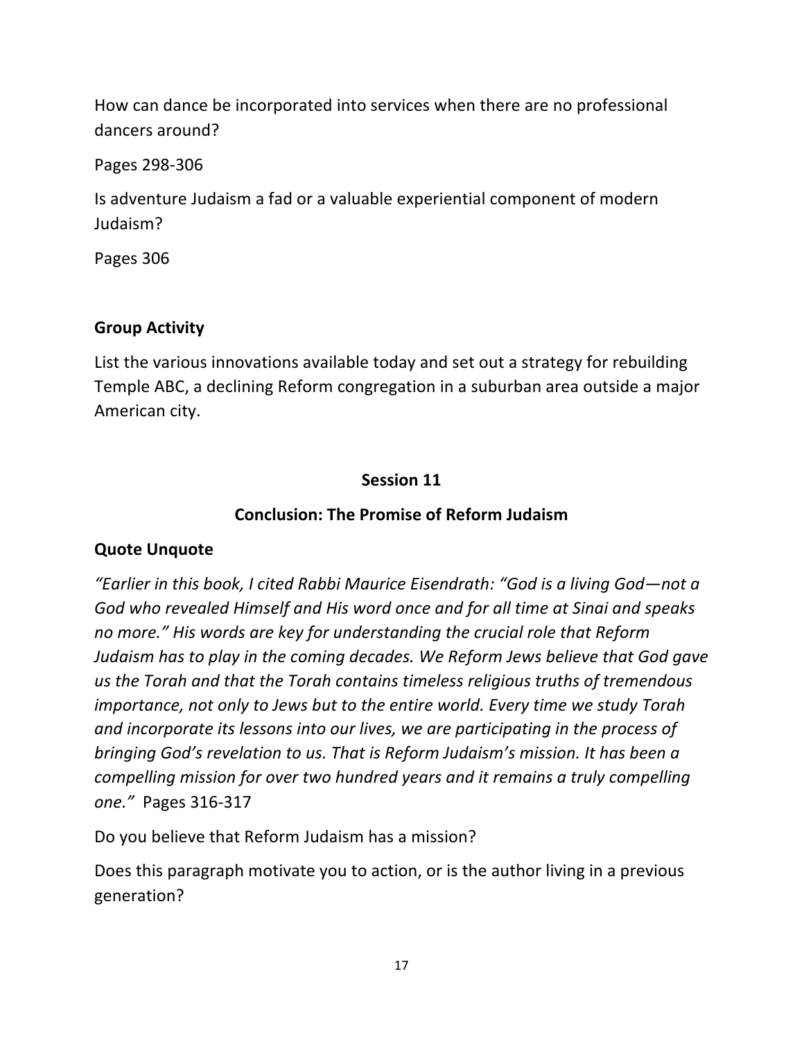How can dance be incorporated into services when there are no professional dancers around?

Pages 298-306

Is adventure Judaism a fad or a valuable experiential component of modern Judaism?

Pages 306

**Group Activity**

List the various innovations available today and set out a strategy for rebuilding Temple ABC, a declining Reform congregation in a suburban area outside a major American city.

## Session 11

## Conclusion: The Promise of Reform Judaism

**Quote Unquote**

*"Earlier in this book, I cited Rabbi Maurice Eisendrath: "God is a living God—not a God who revealed Himself and His word once and for all time at Sinai and speaks no more." His words are key for understanding the crucial role that Reform Judaism has to play in the coming decades. We Reform Jews believe that God gave us the Torah and that the Torah contains timeless religious truths of tremendous importance, not only to Jews but to the entire world. Every time we study Torah and incorporate its lessons into our lives, we are participating in the process of bringing God's revelation to us. That is Reform Judaism's mission. It has been a compelling mission for over two hundred years and it remains a truly compelling one."* Pages 316-317

Do you believe that Reform Judaism has a mission?

Does this paragraph motivate you to action, or is the author living in a previous generation?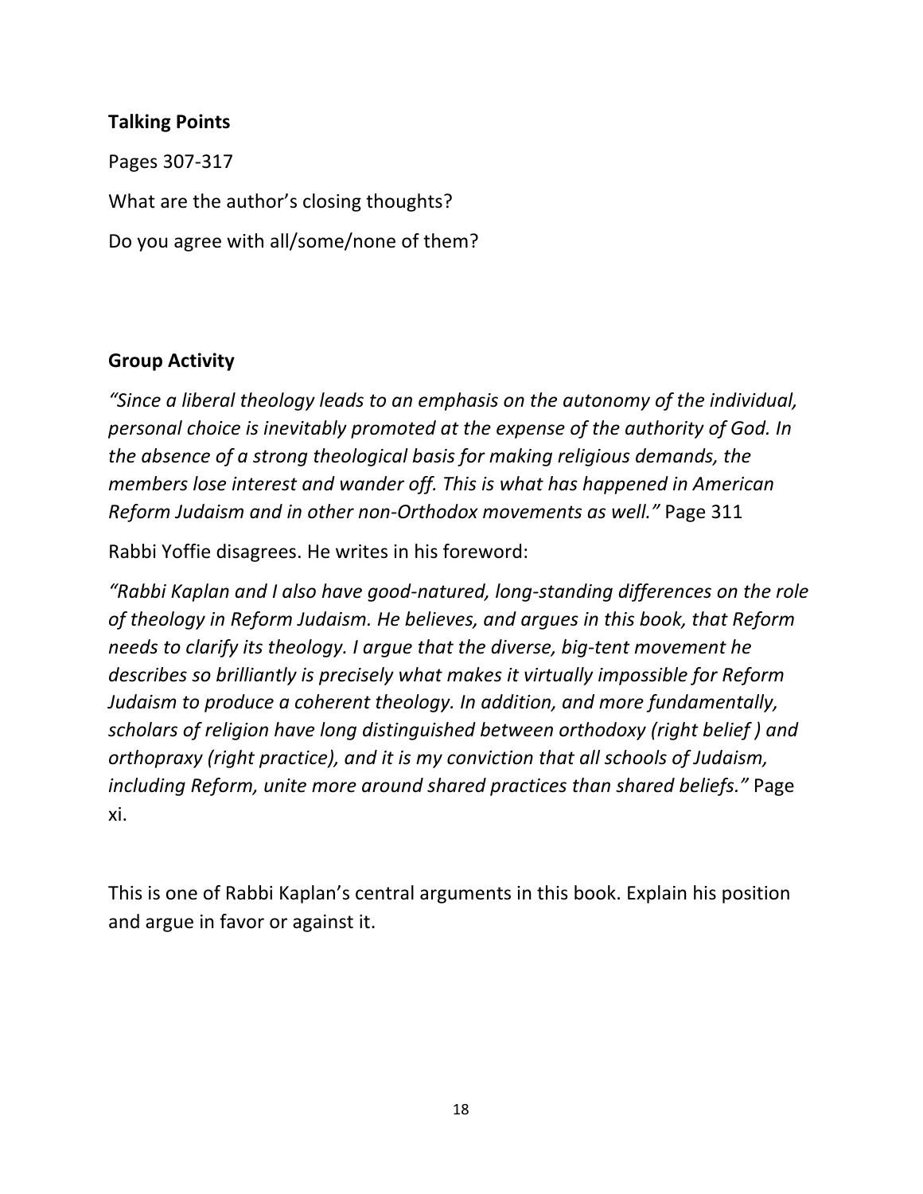**Talking Points**

Pages 307-317

What are the author's closing thoughts?

Do you agree with all/some/none of them?

**Group Activity**

*"Since a liberal theology leads to an emphasis on the autonomy of the individual, personal choice is inevitably promoted at the expense of the authority of God. In the absence of a strong theological basis for making religious demands, the members lose interest and wander off. This is what has happened in American Reform Judaism and in other non-Orthodox movements as well."* Page 311

Rabbi Yoffie disagrees. He writes in his foreword:

*"Rabbi Kaplan and I also have good-natured, long-standing differences on the role of theology in Reform Judaism. He believes, and argues in this book, that Reform needs to clarify its theology. I argue that the diverse, big-tent movement he describes so brilliantly is precisely what makes it virtually impossible for Reform Judaism to produce a coherent theology. In addition, and more fundamentally, scholars of religion have long distinguished between orthodoxy (right belief ) and orthopraxy (right practice), and it is my conviction that all schools of Judaism, including Reform, unite more around shared practices than shared beliefs."* Page xi.

This is one of Rabbi Kaplan's central arguments in this book. Explain his position and argue in favor or against it.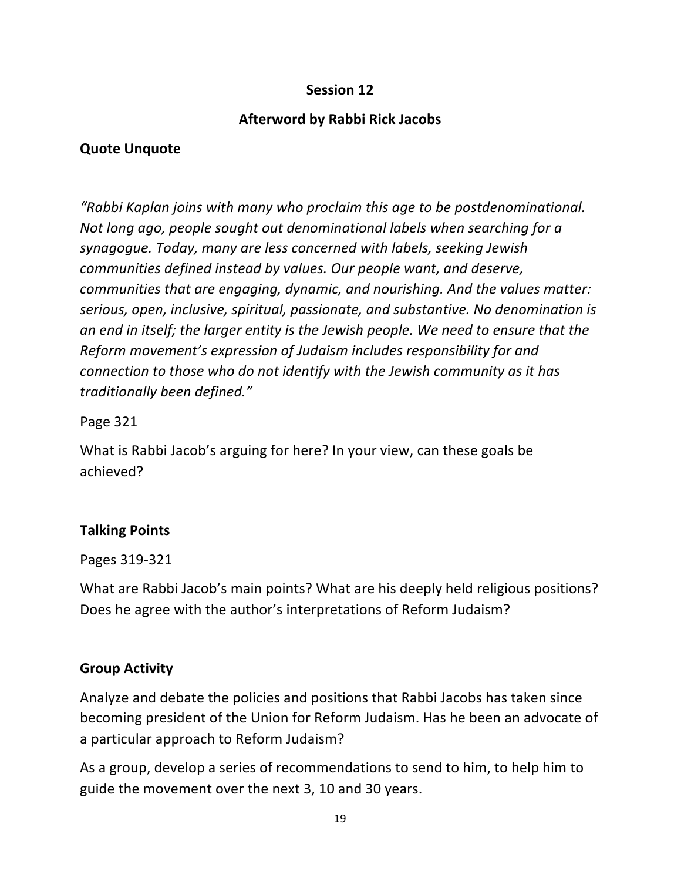## Session 12

## Afterword by Rabbi Rick Jacobs

### Quote Unquote

*"Rabbi Kaplan joins with many who proclaim this age to be postdenominational. Not long ago, people sought out denominational labels when searching for a synagogue. Today, many are less concerned with labels, seeking Jewish communities defined instead by values. Our people want, and deserve, communities that are engaging, dynamic, and nourishing. And the values matter: serious, open, inclusive, spiritual, passionate, and substantive. No denomination is an end in itself; the larger entity is the Jewish people. We need to ensure that the Reform movement's expression of Judaism includes responsibility for and connection to those who do not identify with the Jewish community as it has traditionally been defined."*

Page 321

What is Rabbi Jacob's arguing for here? In your view, can these goals be achieved?

### Talking Points

Pages 319-321

What are Rabbi Jacob's main points? What are his deeply held religious positions? Does he agree with the author's interpretations of Reform Judaism?

### Group Activity

Analyze and debate the policies and positions that Rabbi Jacobs has taken since becoming president of the Union for Reform Judaism. Has he been an advocate of a particular approach to Reform Judaism?

As a group, develop a series of recommendations to send to him, to help him to guide the movement over the next 3, 10 and 30 years.